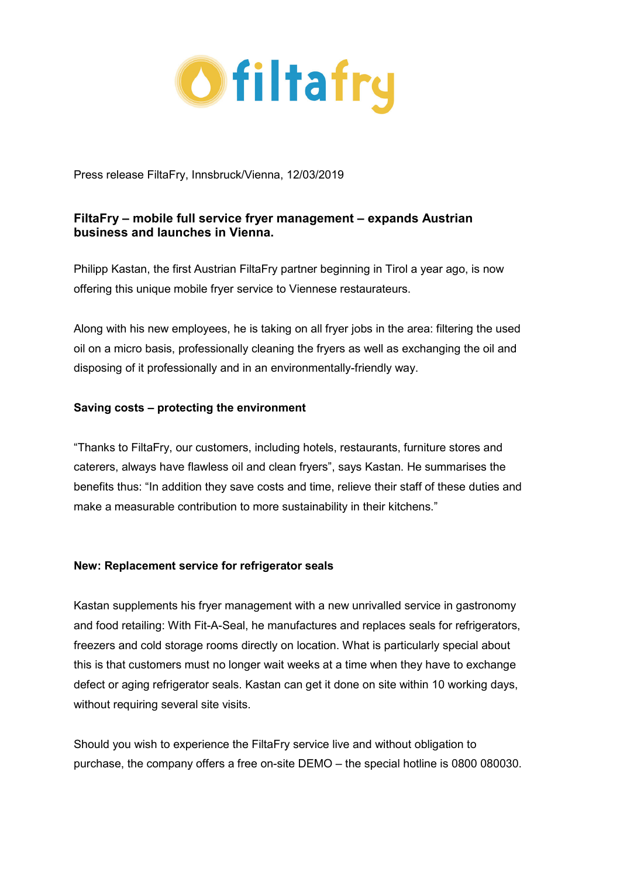Press release FiltaFry, Innsbruck/Vienna, 12/03/2019

## FiltaFry – mobile full service fryer management – expands Austrian business and launches in Vienna.

Philipp Kastan, the first Austrian FiltaFry partner beginning in Tirol a year ago, is now offering this unique mobile fryer service to Viennese restaurateurs.

Along with his new employees, he is taking on all fryer jobs in the area: filtering the used oil on a micro basis, professionally cleaning the fryers as well as exchanging the oil and disposing of it professionally and in an environmentally-friendly way.

### Saving costs – protecting the environment

"Thanks to FiltaFry, our customers, including hotels, restaurants, furniture stores and caterers, always have flawless oil and clean fryers", says Kastan. He summarises the benefits thus: "In addition they save costs and time, relieve their staff of these duties and make a measurable contribution to more sustainability in their kitchens."

### New: Replacement service for refrigerator seals

Kastan supplements his fryer management with a new unrivalled service in gastronomy and food retailing: With Fit-A-Seal, he manufactures and replaces seals for refrigerators, freezers and cold storage rooms directly on location. What is particularly special about this is that customers must no longer wait weeks at a time when they have to exchange defect or aging refrigerator seals. Kastan can get it done on site within 10 working days, without requiring several site visits.

Should you wish to experience the FiltaFry service live and without obligation to purchase, the company offers a free on-site DEMO – the special hotline is 0800 080030.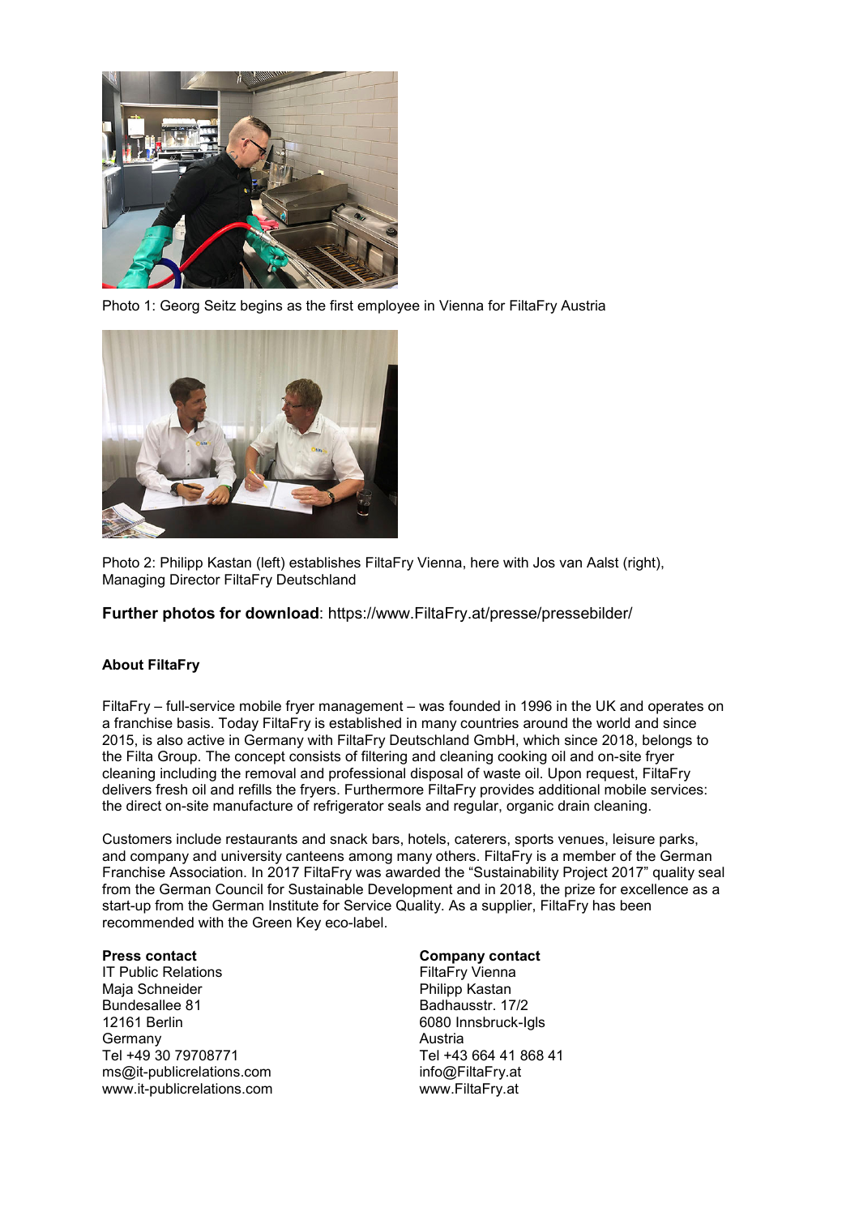Photo 1: Georg Seitz begins as the first employee in Vienna for FiltaFry Austria

Photo 2: Philipp Kastan (left) establishes FiltaFry Vienna, here with Jos van Aalst (right), Managing Director FiltaFry Deutschland

**Further photos for download**: https://www.FiltaFry.at/presse/pressebilder/

**About FiltaFry**

FiltaFry – full-service mobile fryer management – was founded in 1996 in the UK and operates on a franchise basis. Today FiltaFry is established in many countries around the world and since 2015, is also active in Germany with FiltaFry Deutschland GmbH, which since 2018, belongs to the Filta Group. The concept consists of filtering and cleaning cooking oil and on-site fryer cleaning including the removal and professional disposal of waste oil. Upon request, FiltaFry delivers fresh oil and refills the fryers. Furthermore FiltaFry provides additional mobile services: the direct on-site manufacture of refrigerator seals and regular, organic drain cleaning.

Customers include restaurants and snack bars, hotels, caterers, sports venues, leisure parks, and company and university canteens among many others. FiltaFry is a member of the German Franchise Association. In 2017 FiltaFry was awarded the "Sustainability Project 2017" quality seal from the German Council for Sustainable Development and in 2018, the prize for excellence as a start-up from the German Institute for Service Quality. As a supplier, FiltaFry has been recommended with the Green Key eco-label.

**Press contact**
IT Public Relations
Maja Schneider
Bundesallee 81
12161 Berlin
Germany
Tel +49 30 79708771
ms@it-publicrelations.com
www.it-publicrelations.com

**Company contact**
FiltaFry Vienna
Philipp Kastan
Badhausstr. 17/2
6080 Innsbruck-Igls
Austria
Tel +43 664 41 868 41
info@FiltaFry.at
www.FiltaFry.at